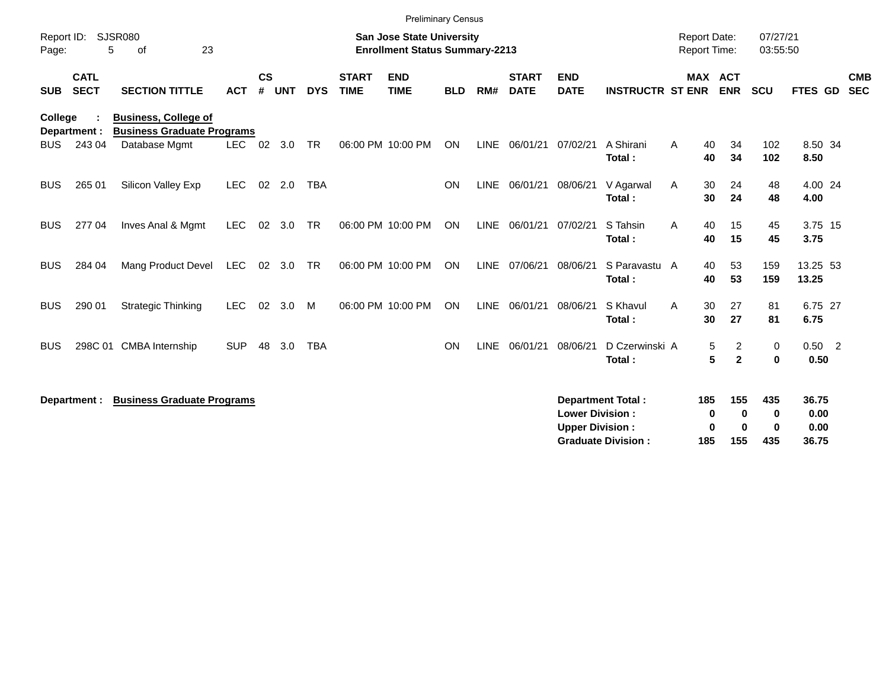Preliminary Census

Report ID: SJSR080

**San Jose State University**
**Enrollment Status Summary-2213**

Report Date: 07/27/21
Report Time: 03:55:50

**College : Business, College of**
**Department : Business Graduate Programs**

| SUB | CATL SECT | SECTION TITTLE | ACT | CS # | UNT | DYS | START TIME | END TIME | BLD | RM# | START DATE | END DATE | INSTRUCTR | ST | MAX ENR | ACT ENR | SCU | FTES | GD | CMB SEC |
|---|---|---|---|---|---|---|---|---|---|---|---|---|---|---|---|---|---|---|---|---|
| BUS | 243 04 | Database Mgmt | LEC | 02 | 3.0 | TR | 06:00 PM | 10:00 PM | ON | LINE | 06/01/21 | 07/02/21 | A Shirani | A | 40 | 34 | 102 | 8.50 | 34 | |
| | | | | | | | | | | | | | **Total :** | | **40** | **34** | **102** | **8.50** | | |
| BUS | 265 01 | Silicon Valley Exp | LEC | 02 | 2.0 | TBA | | | ON | LINE | 06/01/21 | 08/06/21 | V Agarwal | A | 30 | 24 | 48 | 4.00 | 24 | |
| | | | | | | | | | | | | | **Total :** | | **30** | **24** | **48** | **4.00** | | |
| BUS | 277 04 | Inves Anal & Mgmt | LEC | 02 | 3.0 | TR | 06:00 PM | 10:00 PM | ON | LINE | 06/01/21 | 07/02/21 | S Tahsin | A | 40 | 15 | 45 | 3.75 | 15 | |
| | | | | | | | | | | | | | **Total :** | | **40** | **15** | **45** | **3.75** | | |
| BUS | 284 04 | Mang Product Devel | LEC | 02 | 3.0 | TR | 06:00 PM | 10:00 PM | ON | LINE | 07/06/21 | 08/06/21 | S Paravastu | A | 40 | 53 | 159 | 13.25 | 53 | |
| | | | | | | | | | | | | | **Total :** | | **40** | **53** | **159** | **13.25** | | |
| BUS | 290 01 | Strategic Thinking | LEC | 02 | 3.0 | M | 06:00 PM | 10:00 PM | ON | LINE | 06/01/21 | 08/06/21 | S Khavul | A | 30 | 27 | 81 | 6.75 | 27 | |
| | | | | | | | | | | | | | **Total :** | | **30** | **27** | **81** | **6.75** | | |
| BUS | 298C 01 | CMBA Internship | SUP | 48 | 3.0 | TBA | | | ON | LINE | 06/01/21 | 08/06/21 | D Czerwinski | A | 5 | 2 | 0 | 0.50 | 2 | |
| | | | | | | | | | | | | | **Total :** | | **5** | **2** | **0** | **0.50** | | |

**Department : Business Graduate Programs**

| | MAX ENR | ACT ENR | SCU | FTES |
|---|---|---|---|---|
| **Department Total :** | **185** | **155** | **435** | **36.75** |
| **Lower Division :** | **0** | **0** | **0** | **0.00** |
| **Upper Division :** | **0** | **0** | **0** | **0.00** |
| **Graduate Division :** | **185** | **155** | **435** | **36.75** |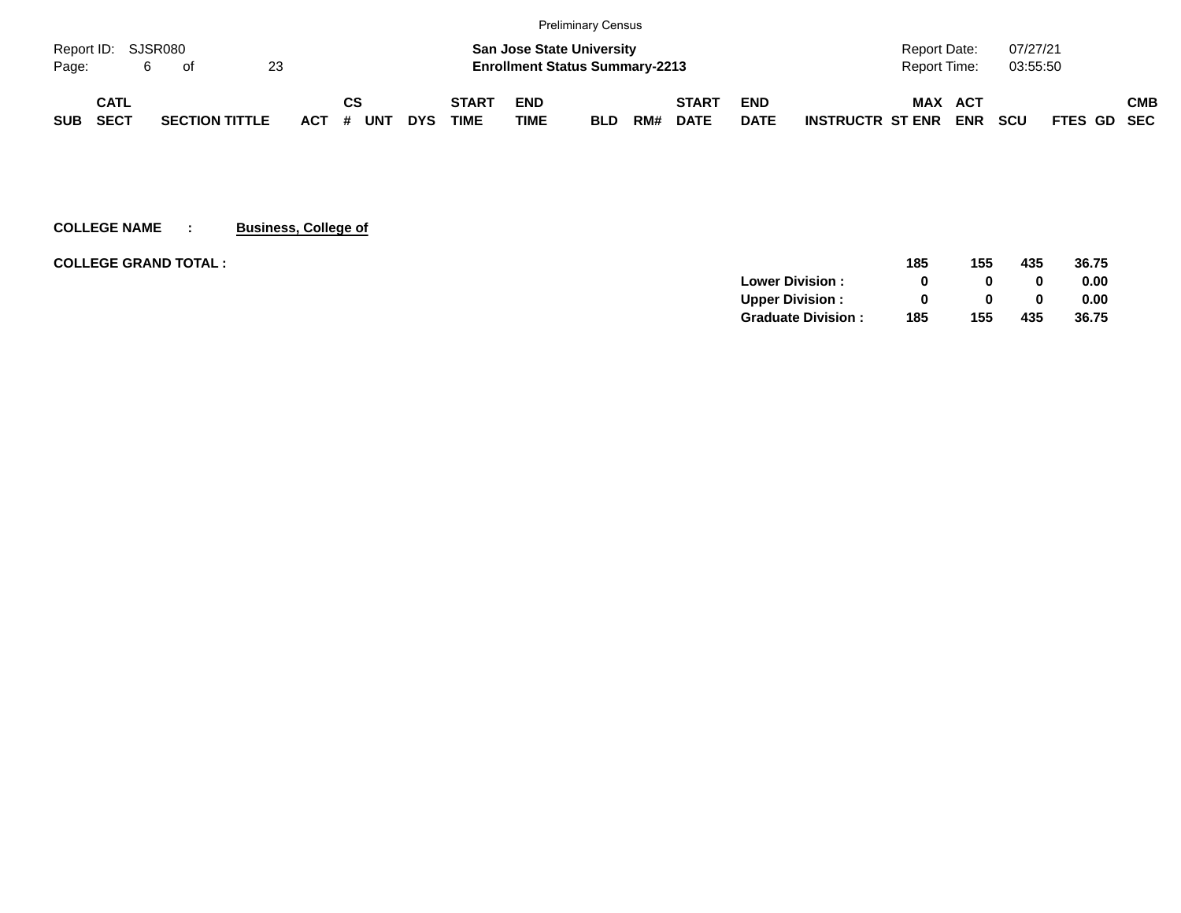Preliminary Census

Report ID: SJSR080

**San Jose State University**
**Enrollment Status Summary-2213**

Report Date: 07/27/21
Report Time: 03:55:50

| SUB | CATL SECT | SECTION TITTLE | ACT | CS # | UNT | DYS | START TIME | END TIME | BLD | RM# | START DATE | END DATE | INSTRUCTR | MAX ST ENR | ACT ENR | SCU | FTES | GD | CMB SEC |
|---|---|---|---|---|---|---|---|---|---|---|---|---|---|---|---|---|---|---|---|

**COLLEGE NAME : Business, College of**

| | | | | |
|---|---|---|---|---|
| **COLLEGE GRAND TOTAL :** | **185** | **155** | **435** | **36.75** |
| **Lower Division :** | **0** | **0** | **0** | **0.00** |
| **Upper Division :** | **0** | **0** | **0** | **0.00** |
| **Graduate Division :** | **185** | **155** | **435** | **36.75** |